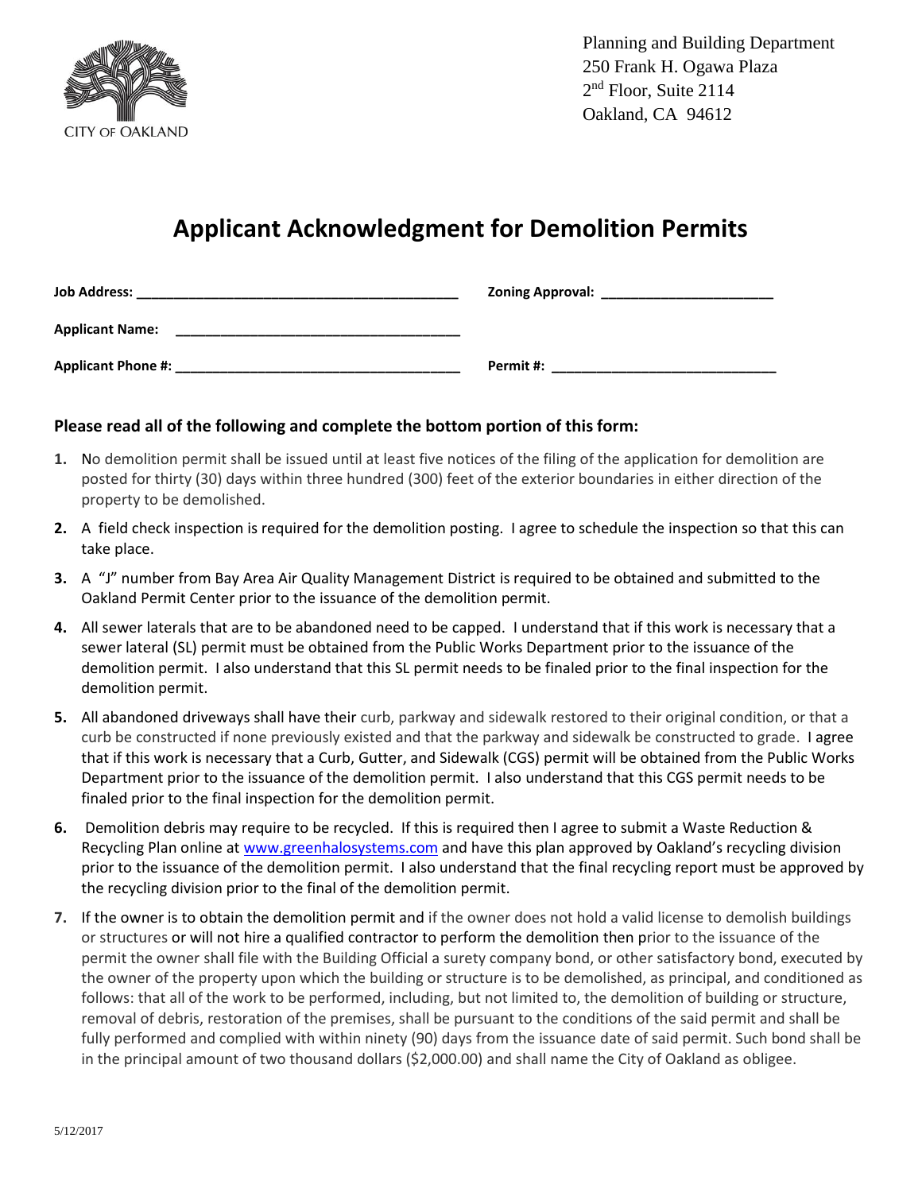CITY OF OAKLAND

Planning and Building Department
250 Frank H. Ogawa Plaza
2nd Floor, Suite 2114
Oakland, CA 94612

# Applicant Acknowledgment for Demolition Permits

**Job Address:** ________________________________________ **Zoning Approval:** ______________________

**Applicant Name:** ____________________________________

**Applicant Phone #:** __________________________________ **Permit #:** ______________________________

### Please read all of the following and complete the bottom portion of this form:

1. No demolition permit shall be issued until at least five notices of the filing of the application for demolition are posted for thirty (30) days within three hundred (300) feet of the exterior boundaries in either direction of the property to be demolished.
2. A field check inspection is required for the demolition posting. I agree to schedule the inspection so that this can take place.
3. A "J" number from Bay Area Air Quality Management District is required to be obtained and submitted to the Oakland Permit Center prior to the issuance of the demolition permit.
4. All sewer laterals that are to be abandoned need to be capped. I understand that if this work is necessary that a sewer lateral (SL) permit must be obtained from the Public Works Department prior to the issuance of the demolition permit. I also understand that this SL permit needs to be finaled prior to the final inspection for the demolition permit.
5. All abandoned driveways shall have their curb, parkway and sidewalk restored to their original condition, or that a curb be constructed if none previously existed and that the parkway and sidewalk be constructed to grade. I agree that if this work is necessary that a Curb, Gutter, and Sidewalk (CGS) permit will be obtained from the Public Works Department prior to the issuance of the demolition permit. I also understand that this CGS permit needs to be finaled prior to the final inspection for the demolition permit.
6. Demolition debris may require to be recycled. If this is required then I agree to submit a Waste Reduction & Recycling Plan online at www.greenhalosystems.com and have this plan approved by Oakland's recycling division prior to the issuance of the demolition permit. I also understand that the final recycling report must be approved by the recycling division prior to the final of the demolition permit.
7. If the owner is to obtain the demolition permit and if the owner does not hold a valid license to demolish buildings or structures or will not hire a qualified contractor to perform the demolition then prior to the issuance of the permit the owner shall file with the Building Official a surety company bond, or other satisfactory bond, executed by the owner of the property upon which the building or structure is to be demolished, as principal, and conditioned as follows: that all of the work to be performed, including, but not limited to, the demolition of building or structure, removal of debris, restoration of the premises, shall be pursuant to the conditions of the said permit and shall be fully performed and complied with within ninety (90) days from the issuance date of said permit. Such bond shall be in the principal amount of two thousand dollars ($2,000.00) and shall name the City of Oakland as obligee.

5/12/2017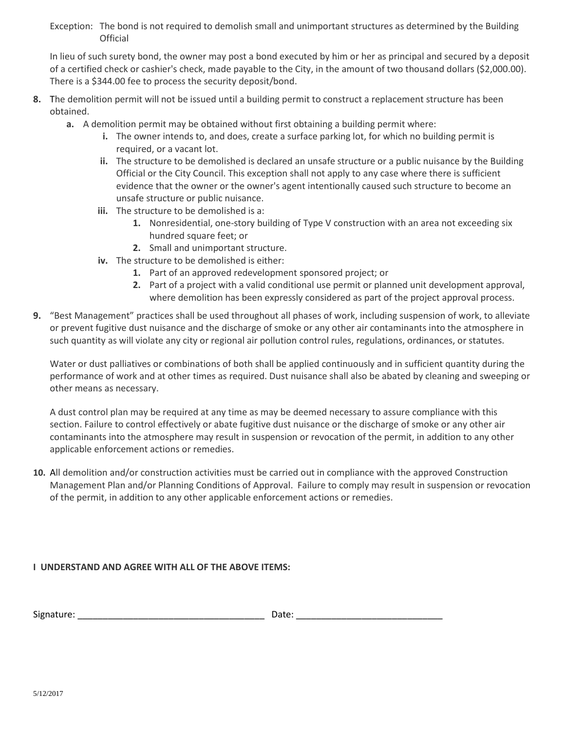Exception: The bond is not required to demolish small and unimportant structures as determined by the Building Official

In lieu of such surety bond, the owner may post a bond executed by him or her as principal and secured by a deposit of a certified check or cashier's check, made payable to the City, in the amount of two thousand dollars ($2,000.00). There is a $344.00 fee to process the security deposit/bond.

8. The demolition permit will not be issued until a building permit to construct a replacement structure has been obtained.
   a. A demolition permit may be obtained without first obtaining a building permit where:
      i. The owner intends to, and does, create a surface parking lot, for which no building permit is required, or a vacant lot.
      ii. The structure to be demolished is declared an unsafe structure or a public nuisance by the Building Official or the City Council. This exception shall not apply to any case where there is sufficient evidence that the owner or the owner's agent intentionally caused such structure to become an unsafe structure or public nuisance.
      iii. The structure to be demolished is a:
         1. Nonresidential, one-story building of Type V construction with an area not exceeding six hundred square feet; or
         2. Small and unimportant structure.
      iv. The structure to be demolished is either:
         1. Part of an approved redevelopment sponsored project; or
         2. Part of a project with a valid conditional use permit or planned unit development approval, where demolition has been expressly considered as part of the project approval process.

9. "Best Management" practices shall be used throughout all phases of work, including suspension of work, to alleviate or prevent fugitive dust nuisance and the discharge of smoke or any other air contaminants into the atmosphere in such quantity as will violate any city or regional air pollution control rules, regulations, ordinances, or statutes.

   Water or dust palliatives or combinations of both shall be applied continuously and in sufficient quantity during the performance of work and at other times as required. Dust nuisance shall also be abated by cleaning and sweeping or other means as necessary.

   A dust control plan may be required at any time as may be deemed necessary to assure compliance with this section. Failure to control effectively or abate fugitive dust nuisance or the discharge of smoke or any other air contaminants into the atmosphere may result in suspension or revocation of the permit, in addition to any other applicable enforcement actions or remedies.

10. All demolition and/or construction activities must be carried out in compliance with the approved Construction Management Plan and/or Planning Conditions of Approval. Failure to comply may result in suspension or revocation of the permit, in addition to any other applicable enforcement actions or remedies.

**I UNDERSTAND AND AGREE WITH ALL OF THE ABOVE ITEMS:**

Signature: ____________________________________ Date: ____________________________

5/12/2017